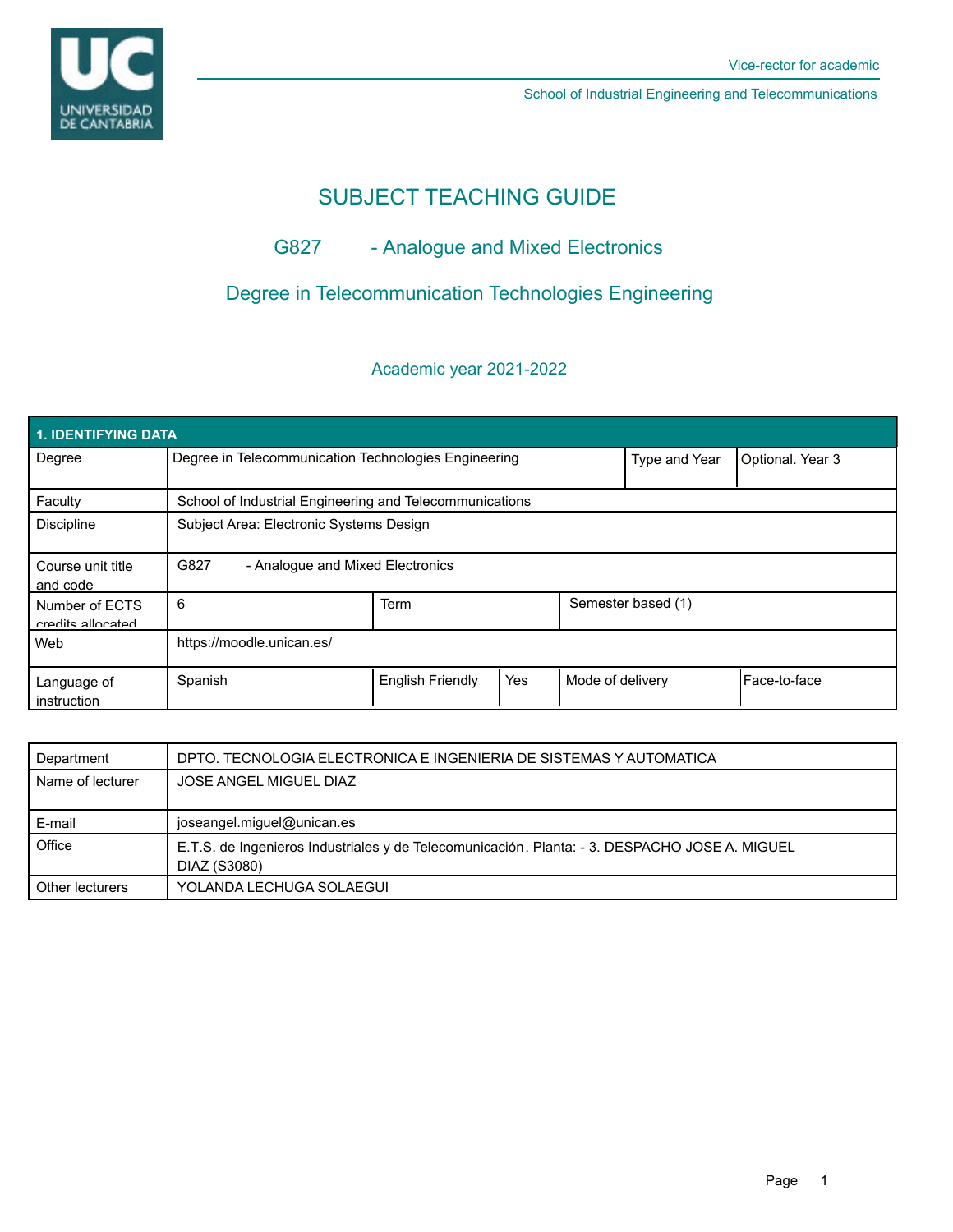Vice-rector for academic

School of Industrial Engineering and Telecommunications

# SUBJECT TEACHING GUIDE

## G827 - Analogue and Mixed Electronics

## Degree in Telecommunication Technologies Engineering

Academic year 2021-2022

| 1. IDENTIFYING DATA | | | | | |
|---|---|---|---|---|---|
| Degree | Degree in Telecommunication Technologies Engineering | | | Type and Year | Optional. Year 3 |
| Faculty | School of Industrial Engineering and Telecommunications | | | | |
| Discipline | Subject Area: Electronic Systems Design | | | | |
| Course unit title and code | G827 - Analogue and Mixed Electronics | | | | |
| Number of ECTS credits allocated | 6 | Term | Semester based (1) | | |
| Web | https://moodle.unican.es/ | | | | |
| Language of instruction | Spanish | English Friendly | Yes | Mode of delivery | Face-to-face |

| | |
|---|---|
| Department | DPTO. TECNOLOGIA ELECTRONICA E INGENIERIA DE SISTEMAS Y AUTOMATICA |
| Name of lecturer | JOSE ANGEL MIGUEL DIAZ |
| E-mail | joseangel.miguel@unican.es |
| Office | E.T.S. de Ingenieros Industriales y de Telecomunicación. Planta: - 3. DESPACHO JOSE A. MIGUEL DIAZ (S3080) |
| Other lecturers | YOLANDA LECHUGA SOLAEGUI |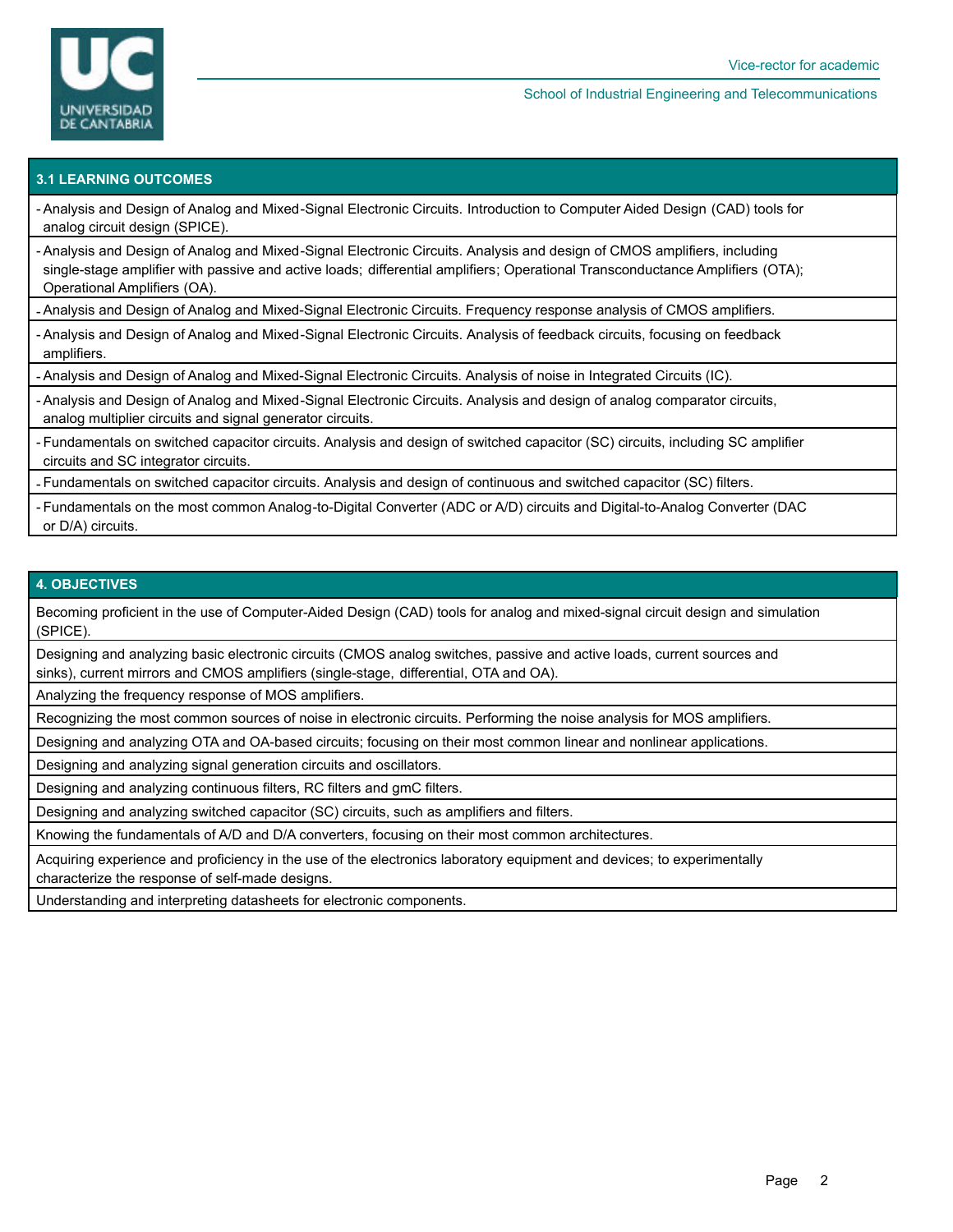## 3.1 LEARNING OUTCOMES

- Analysis and Design of Analog and Mixed-Signal Electronic Circuits. Introduction to Computer Aided Design (CAD) tools for analog circuit design (SPICE).
- Analysis and Design of Analog and Mixed-Signal Electronic Circuits. Analysis and design of CMOS amplifiers, including single-stage amplifier with passive and active loads; differential amplifiers; Operational Transconductance Amplifiers (OTA); Operational Amplifiers (OA).
- Analysis and Design of Analog and Mixed-Signal Electronic Circuits. Frequency response analysis of CMOS amplifiers.
- Analysis and Design of Analog and Mixed-Signal Electronic Circuits. Analysis of feedback circuits, focusing on feedback amplifiers.
- Analysis and Design of Analog and Mixed-Signal Electronic Circuits. Analysis of noise in Integrated Circuits (IC).
- Analysis and Design of Analog and Mixed-Signal Electronic Circuits. Analysis and design of analog comparator circuits, analog multiplier circuits and signal generator circuits.
- Fundamentals on switched capacitor circuits. Analysis and design of switched capacitor (SC) circuits, including SC amplifier circuits and SC integrator circuits.
- Fundamentals on switched capacitor circuits. Analysis and design of continuous and switched capacitor (SC) filters.
- Fundamentals on the most common Analog-to-Digital Converter (ADC or A/D) circuits and Digital-to-Analog Converter (DAC or D/A) circuits.

## 4. OBJECTIVES

- Becoming proficient in the use of Computer-Aided Design (CAD) tools for analog and mixed-signal circuit design and simulation (SPICE).
- Designing and analyzing basic electronic circuits (CMOS analog switches, passive and active loads, current sources and sinks), current mirrors and CMOS amplifiers (single-stage, differential, OTA and OA).
- Analyzing the frequency response of MOS amplifiers.
- Recognizing the most common sources of noise in electronic circuits. Performing the noise analysis for MOS amplifiers.
- Designing and analyzing OTA and OA-based circuits; focusing on their most common linear and nonlinear applications.
- Designing and analyzing signal generation circuits and oscillators.
- Designing and analyzing continuous filters, RC filters and gmC filters.
- Designing and analyzing switched capacitor (SC) circuits, such as amplifiers and filters.
- Knowing the fundamentals of A/D and D/A converters, focusing on their most common architectures.
- Acquiring experience and proficiency in the use of the electronics laboratory equipment and devices; to experimentally characterize the response of self-made designs.
- Understanding and interpreting datasheets for electronic components.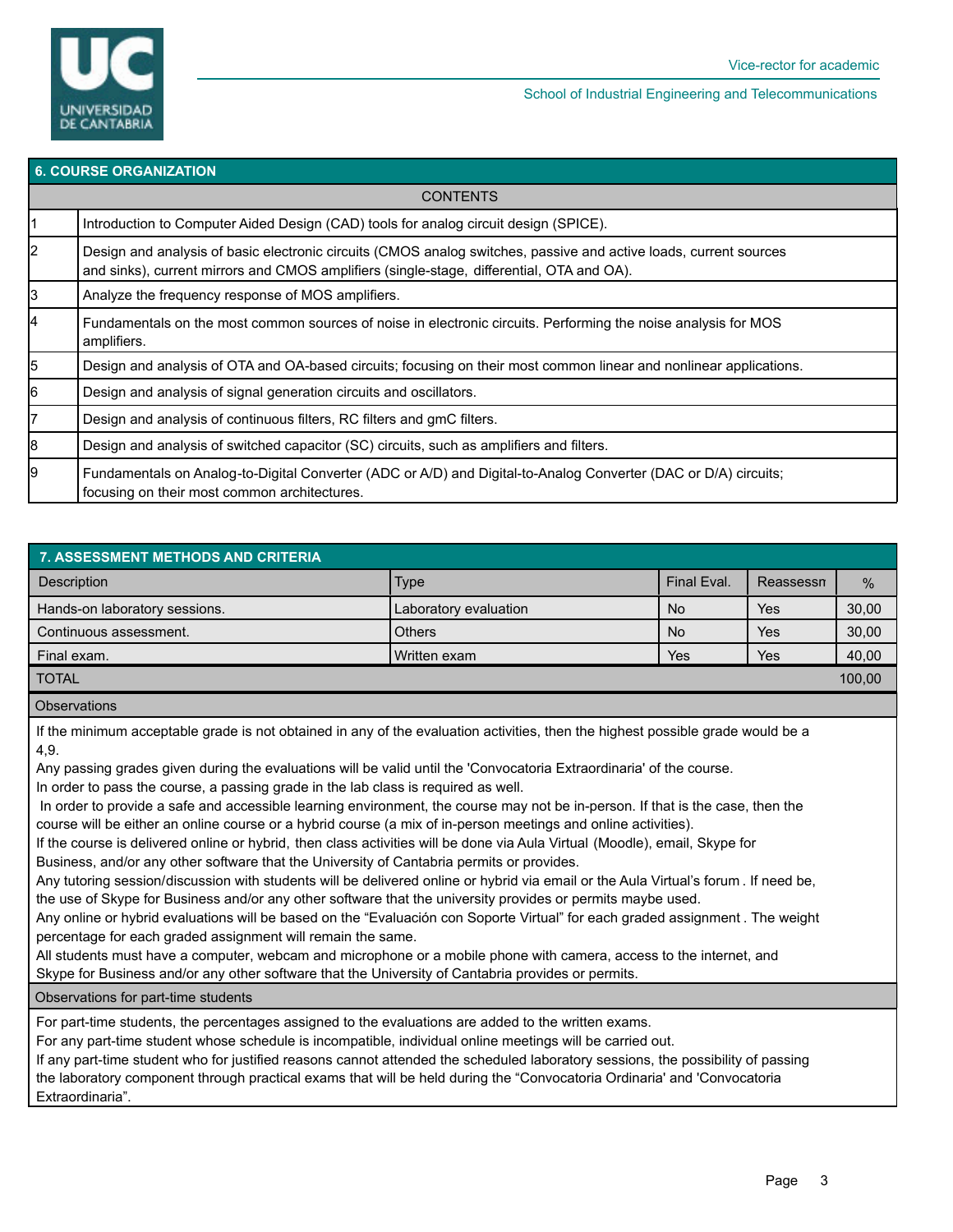## 6. COURSE ORGANIZATION

| | CONTENTS |
|---|---|
| 1 | Introduction to Computer Aided Design (CAD) tools for analog circuit design (SPICE). |
| 2 | Design and analysis of basic electronic circuits (CMOS analog switches, passive and active loads, current sources and sinks), current mirrors and CMOS amplifiers (single-stage, differential, OTA and OA). |
| 3 | Analyze the frequency response of MOS amplifiers. |
| 4 | Fundamentals on the most common sources of noise in electronic circuits. Performing the noise analysis for MOS amplifiers. |
| 5 | Design and analysis of OTA and OA-based circuits; focusing on their most common linear and nonlinear applications. |
| 6 | Design and analysis of signal generation circuits and oscillators. |
| 7 | Design and analysis of continuous filters, RC filters and gmC filters. |
| 8 | Design and analysis of switched capacitor (SC) circuits, such as amplifiers and filters. |
| 9 | Fundamentals on Analog-to-Digital Converter (ADC or A/D) and Digital-to-Analog Converter (DAC or D/A) circuits; focusing on their most common architectures. |

## 7. ASSESSMENT METHODS AND CRITERIA

| Description | Type | Final Eval. | Reassessn | % |
|---|---|---|---|---|
| Hands-on laboratory sessions. | Laboratory evaluation | No | Yes | 30,00 |
| Continuous assessment. | Others | No | Yes | 30,00 |
| Final exam. | Written exam | Yes | Yes | 40,00 |
| TOTAL | | | | 100,00 |

**Observations**

If the minimum acceptable grade is not obtained in any of the evaluation activities, then the highest possible grade would be a 4,9.
Any passing grades given during the evaluations will be valid until the 'Convocatoria Extraordinaria' of the course.
In order to pass the course, a passing grade in the lab class is required as well.
In order to provide a safe and accessible learning environment, the course may not be in-person. If that is the case, then the course will be either an online course or a hybrid course (a mix of in-person meetings and online activities).
If the course is delivered online or hybrid, then class activities will be done via Aula Virtual (Moodle), email, Skype for Business, and/or any other software that the University of Cantabria permits or provides.
Any tutoring session/discussion with students will be delivered online or hybrid via email or the Aula Virtual's forum . If need be, the use of Skype for Business and/or any other software that the university provides or permits maybe used.
Any online or hybrid evaluations will be based on the "Evaluación con Soporte Virtual" for each graded assignment . The weight percentage for each graded assignment will remain the same.
All students must have a computer, webcam and microphone or a mobile phone with camera, access to the internet, and Skype for Business and/or any other software that the University of Cantabria provides or permits.

**Observations for part-time students**

For part-time students, the percentages assigned to the evaluations are added to the written exams.
For any part-time student whose schedule is incompatible, individual online meetings will be carried out.
If any part-time student who for justified reasons cannot attended the scheduled laboratory sessions, the possibility of passing the laboratory component through practical exams that will be held during the "Convocatoria Ordinaria' and 'Convocatoria Extraordinaria".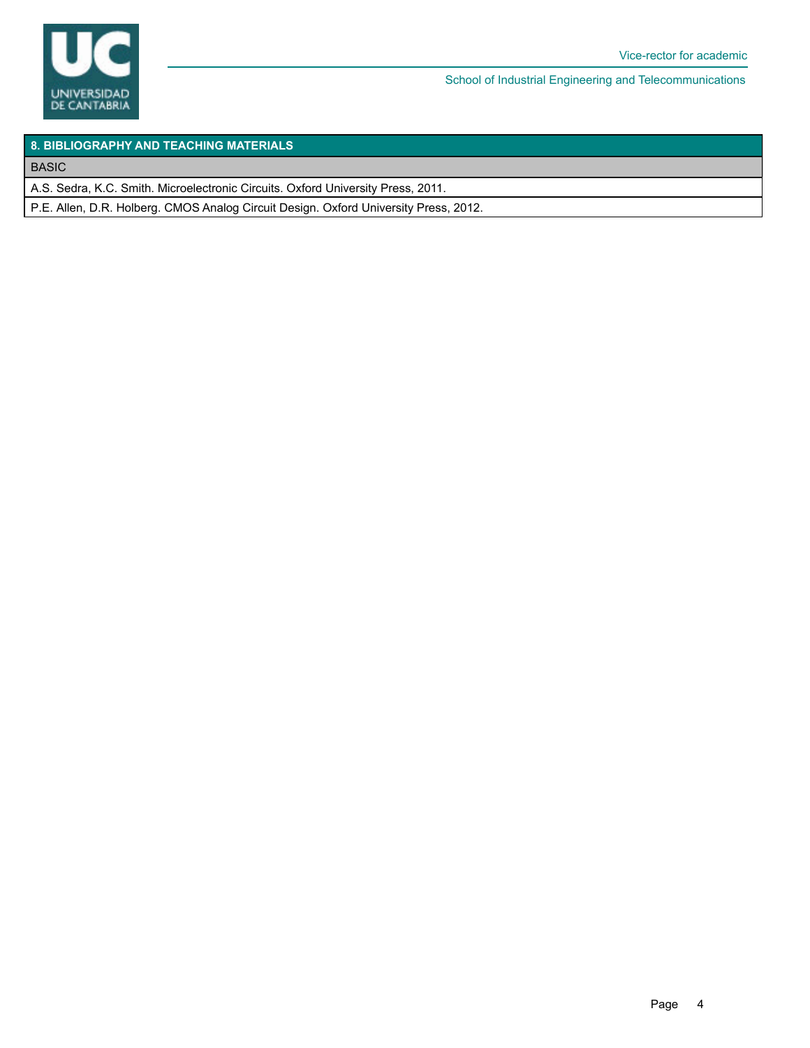## 8. BIBLIOGRAPHY AND TEACHING MATERIALS

**BASIC**

A.S. Sedra, K.C. Smith. Microelectronic Circuits. Oxford University Press, 2011.

P.E. Allen, D.R. Holberg. CMOS Analog Circuit Design. Oxford University Press, 2012.